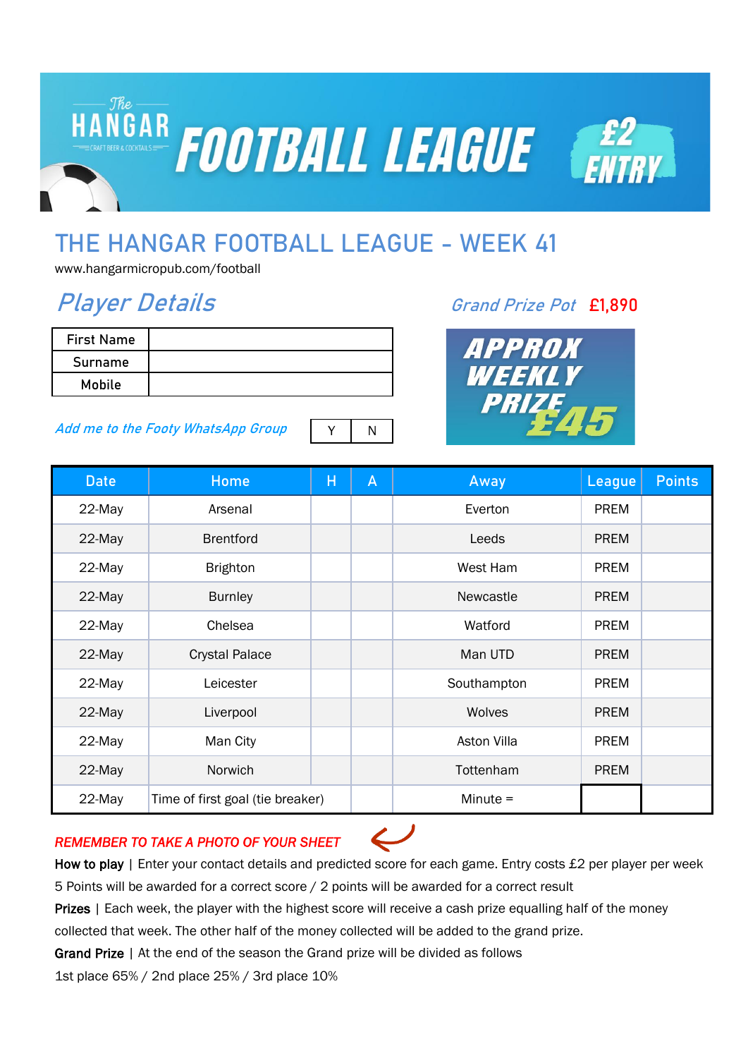The HANGAR — CRAFT BEER & COCKTAILS

# FOOTBALL LEAGUE

£2 ENTRY

## THE HANGAR FOOTBALL LEAGUE - WEEK 41

www.hangarmicropub.com/football

### *Player Details*

*Grand Prize Pot* **£1,890**

| First Name | |
|---|---|
| Surname | |
| Mobile | |

*Add me to the Footy WhatsApp Group* | Y | N |

**APPROX WEEKLY PRIZE £45**

| Date | Home | H | A | Away | League | Points |
|---|---|---|---|---|---|---|
| 22-May | Arsenal | | | Everton | PREM | |
| 22-May | Brentford | | | Leeds | PREM | |
| 22-May | Brighton | | | West Ham | PREM | |
| 22-May | Burnley | | | Newcastle | PREM | |
| 22-May | Chelsea | | | Watford | PREM | |
| 22-May | Crystal Palace | | | Man UTD | PREM | |
| 22-May | Leicester | | | Southampton | PREM | |
| 22-May | Liverpool | | | Wolves | PREM | |
| 22-May | Man City | | | Aston Villa | PREM | |
| 22-May | Norwich | | | Tottenham | PREM | |
| 22-May | Time of first goal (tie breaker) | | | Minute = | | |

*REMEMBER TO TAKE A PHOTO OF YOUR SHEET*

**How to play** | Enter your contact details and predicted score for each game. Entry costs £2 per player per week

5 Points will be awarded for a correct score / 2 points will be awarded for a correct result

**Prizes** | Each week, the player with the highest score will receive a cash prize equalling half of the money collected that week. The other half of the money collected will be added to the grand prize.

**Grand Prize** | At the end of the season the Grand prize will be divided as follows

1st place 65% / 2nd place 25% / 3rd place 10%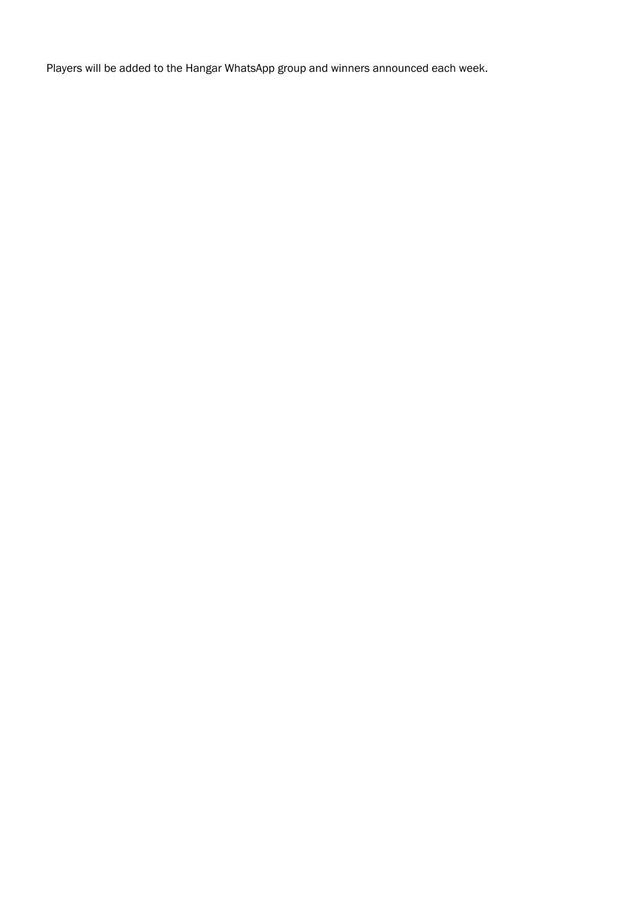Players will be added to the Hangar WhatsApp group and winners announced each week.